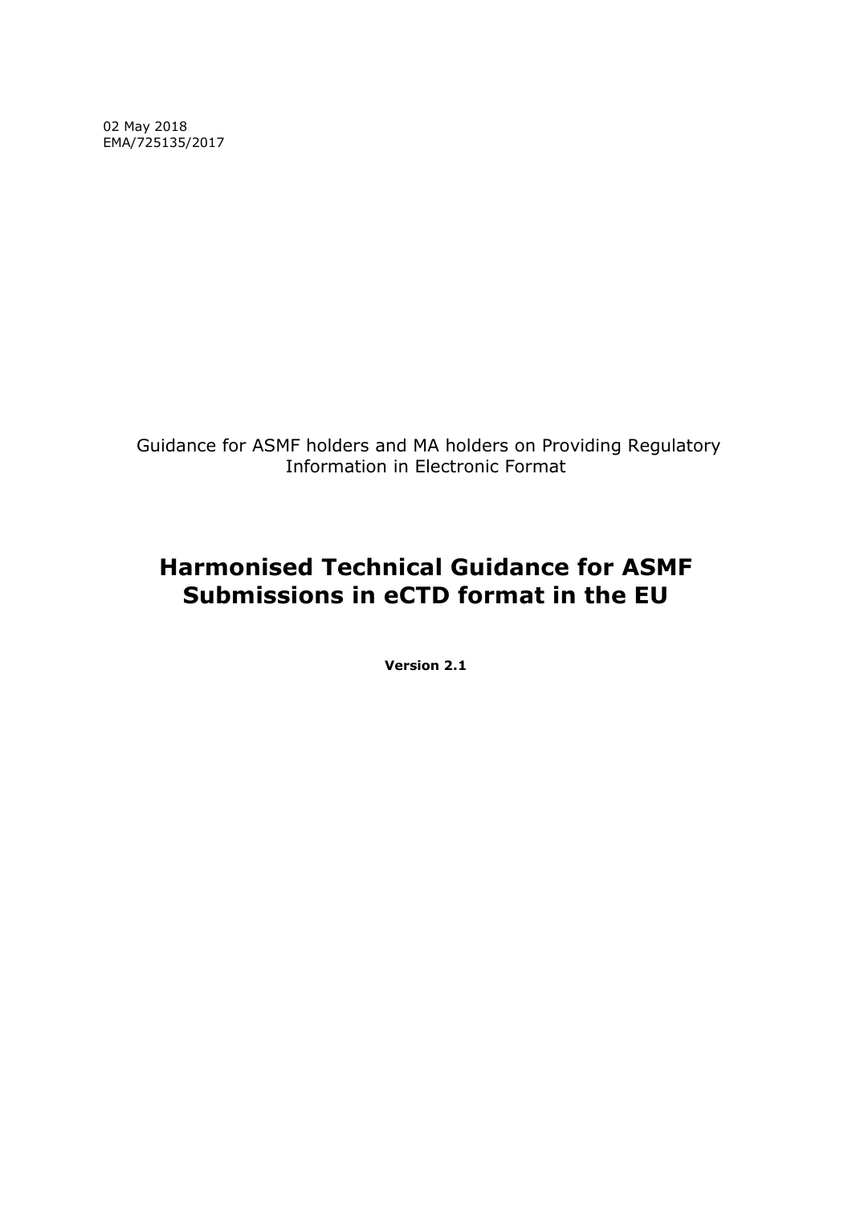02 May 2018
EMA/725135/2017

Guidance for ASMF holders and MA holders on Providing Regulatory Information in Electronic Format

# Harmonised Technical Guidance for ASMF Submissions in eCTD format in the EU

**Version 2.1**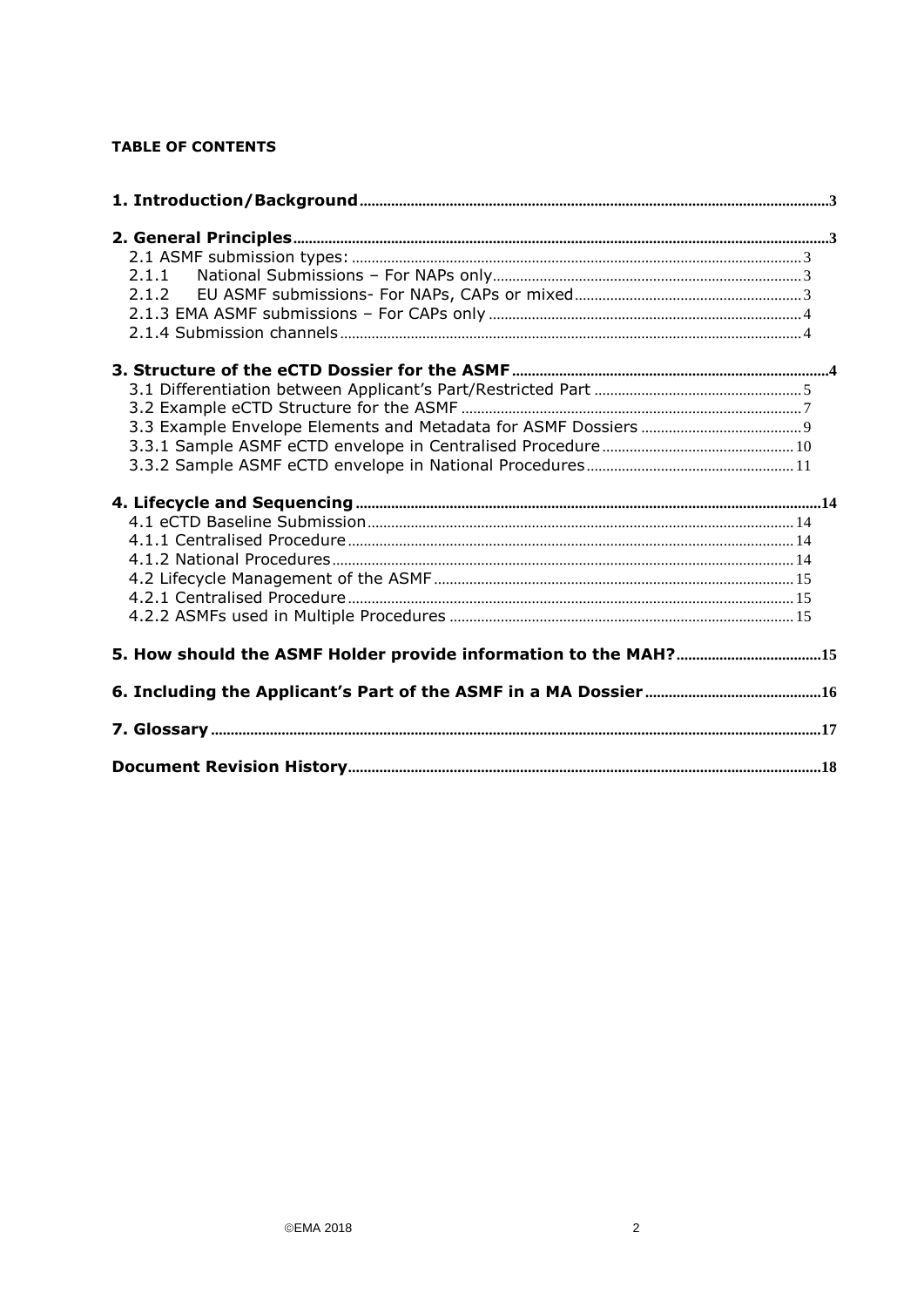**TABLE OF CONTENTS**

**1. Introduction/Background** 3

**2. General Principles** 3

- 2.1 ASMF submission types: 3
- 2.1.1 National Submissions – For NAPs only 3
- 2.1.2 EU ASMF submissions- For NAPs, CAPs or mixed 3
- 2.1.3 EMA ASMF submissions – For CAPs only 4
- 2.1.4 Submission channels 4

**3. Structure of the eCTD Dossier for the ASMF** 4

- 3.1 Differentiation between Applicant's Part/Restricted Part 5
- 3.2 Example eCTD Structure for the ASMF 7
- 3.3 Example Envelope Elements and Metadata for ASMF Dossiers 9
- 3.3.1 Sample ASMF eCTD envelope in Centralised Procedure 10
- 3.3.2 Sample ASMF eCTD envelope in National Procedures 11

**4. Lifecycle and Sequencing** 14

- 4.1 eCTD Baseline Submission 14
- 4.1.1 Centralised Procedure 14
- 4.1.2 National Procedures 14
- 4.2 Lifecycle Management of the ASMF 15
- 4.2.1 Centralised Procedure 15
- 4.2.2 ASMFs used in Multiple Procedures 15

**5. How should the ASMF Holder provide information to the MAH?** 15

**6. Including the Applicant's Part of the ASMF in a MA Dossier** 16

**7. Glossary** 17

**Document Revision History** 18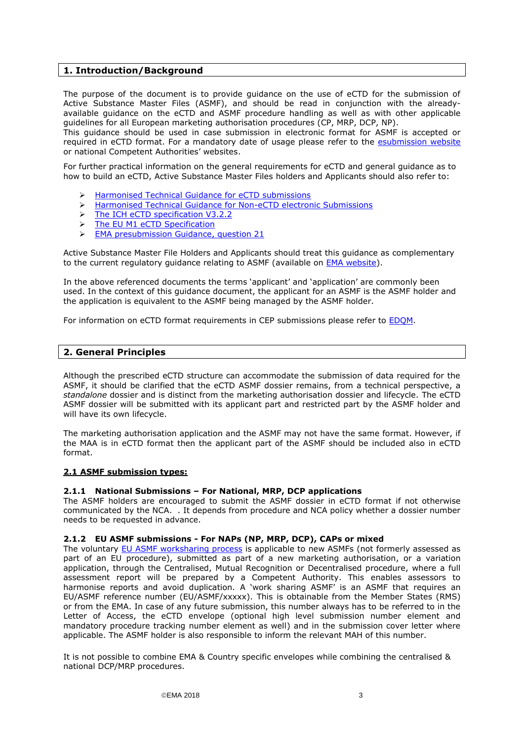## 1. Introduction/Background

The purpose of the document is to provide guidance on the use of eCTD for the submission of Active Substance Master Files (ASMF), and should be read in conjunction with the already-available guidance on the eCTD and ASMF procedure handling as well as with other applicable guidelines for all European marketing authorisation procedures (CP, MRP, DCP, NP).
This guidance should be used in case submission in electronic format for ASMF is accepted or required in eCTD format. For a mandatory date of usage please refer to the esubmission website or national Competent Authorities' websites.

For further practical information on the general requirements for eCTD and general guidance as to how to build an eCTD, Active Substance Master Files holders and Applicants should also refer to:

- Harmonised Technical Guidance for eCTD submissions
- Harmonised Technical Guidance for Non-eCTD electronic Submissions
- The ICH eCTD specification V3.2.2
- The EU M1 eCTD Specification
- EMA presubmission Guidance, question 21

Active Substance Master File Holders and Applicants should treat this guidance as complementary to the current regulatory guidance relating to ASMF (available on EMA website).

In the above referenced documents the terms 'applicant' and 'application' are commonly been used. In the context of this guidance document, the applicant for an ASMF is the ASMF holder and the application is equivalent to the ASMF being managed by the ASMF holder.

For information on eCTD format requirements in CEP submissions please refer to EDQM.

## 2. General Principles

Although the prescribed eCTD structure can accommodate the submission of data required for the ASMF, it should be clarified that the eCTD ASMF dossier remains, from a technical perspective, a *standalone* dossier and is distinct from the marketing authorisation dossier and lifecycle. The eCTD ASMF dossier will be submitted with its applicant part and restricted part by the ASMF holder and will have its own lifecycle.

The marketing authorisation application and the ASMF may not have the same format. However, if the MAA is in eCTD format then the applicant part of the ASMF should be included also in eCTD format.

### 2.1 ASMF submission types:

#### 2.1.1 National Submissions – For National, MRP, DCP applications

The ASMF holders are encouraged to submit the ASMF dossier in eCTD format if not otherwise communicated by the NCA. . It depends from procedure and NCA policy whether a dossier number needs to be requested in advance.

#### 2.1.2 EU ASMF submissions - For NAPs (NP, MRP, DCP), CAPs or mixed

The voluntary EU ASMF worksharing process is applicable to new ASMFs (not formerly assessed as part of an EU procedure), submitted as part of a new marketing authorisation, or a variation application, through the Centralised, Mutual Recognition or Decentralised procedure, where a full assessment report will be prepared by a Competent Authority. This enables assessors to harmonise reports and avoid duplication. A 'work sharing ASMF' is an ASMF that requires an EU/ASMF reference number (EU/ASMF/xxxxx). This is obtainable from the Member States (RMS) or from the EMA. In case of any future submission, this number always has to be referred to in the Letter of Access, the eCTD envelope (optional high level submission number element and mandatory procedure tracking number element as well) and in the submission cover letter where applicable. The ASMF holder is also responsible to inform the relevant MAH of this number.

It is not possible to combine EMA & Country specific envelopes while combining the centralised & national DCP/MRP procedures.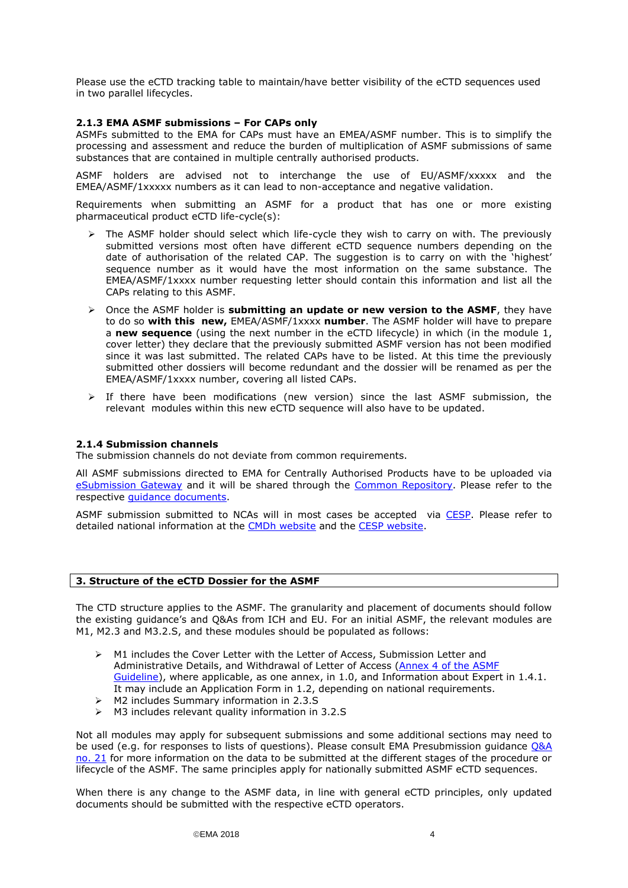Please use the eCTD tracking table to maintain/have better visibility of the eCTD sequences used in two parallel lifecycles.

### 2.1.3 EMA ASMF submissions – For CAPs only

ASMFs submitted to the EMA for CAPs must have an EMEA/ASMF number. This is to simplify the processing and assessment and reduce the burden of multiplication of ASMF submissions of same substances that are contained in multiple centrally authorised products.

ASMF holders are advised not to interchange the use of EU/ASMF/xxxxx and the EMEA/ASMF/1xxxxx numbers as it can lead to non-acceptance and negative validation.

Requirements when submitting an ASMF for a product that has one or more existing pharmaceutical product eCTD life-cycle(s):

- The ASMF holder should select which life-cycle they wish to carry on with. The previously submitted versions most often have different eCTD sequence numbers depending on the date of authorisation of the related CAP. The suggestion is to carry on with the 'highest' sequence number as it would have the most information on the same substance. The EMEA/ASMF/1xxxx number requesting letter should contain this information and list all the CAPs relating to this ASMF.
- Once the ASMF holder is **submitting an update or new version to the ASMF**, they have to do so **with this new,** EMEA/ASMF/1xxxx **number**. The ASMF holder will have to prepare a **new sequence** (using the next number in the eCTD lifecycle) in which (in the module 1, cover letter) they declare that the previously submitted ASMF version has not been modified since it was last submitted. The related CAPs have to be listed. At this time the previously submitted other dossiers will become redundant and the dossier will be renamed as per the EMEA/ASMF/1xxxx number, covering all listed CAPs.
- If there have been modifications (new version) since the last ASMF submission, the relevant modules within this new eCTD sequence will also have to be updated.

### 2.1.4 Submission channels

The submission channels do not deviate from common requirements.

All ASMF submissions directed to EMA for Centrally Authorised Products have to be uploaded via eSubmission Gateway and it will be shared through the Common Repository. Please refer to the respective guidance documents.

ASMF submission submitted to NCAs will in most cases be accepted via CESP. Please refer to detailed national information at the CMDh website and the CESP website.

## 3. Structure of the eCTD Dossier for the ASMF

The CTD structure applies to the ASMF. The granularity and placement of documents should follow the existing guidance's and Q&As from ICH and EU. For an initial ASMF, the relevant modules are M1, M2.3 and M3.2.S, and these modules should be populated as follows:

- M1 includes the Cover Letter with the Letter of Access, Submission Letter and Administrative Details, and Withdrawal of Letter of Access (Annex 4 of the ASMF Guideline), where applicable, as one annex, in 1.0, and Information about Expert in 1.4.1. It may include an Application Form in 1.2, depending on national requirements.
- M2 includes Summary information in 2.3.S
- M3 includes relevant quality information in 3.2.S

Not all modules may apply for subsequent submissions and some additional sections may need to be used (e.g. for responses to lists of questions). Please consult EMA Presubmission guidance Q&A no. 21 for more information on the data to be submitted at the different stages of the procedure or lifecycle of the ASMF. The same principles apply for nationally submitted ASMF eCTD sequences.

When there is any change to the ASMF data, in line with general eCTD principles, only updated documents should be submitted with the respective eCTD operators.

©EMA 2018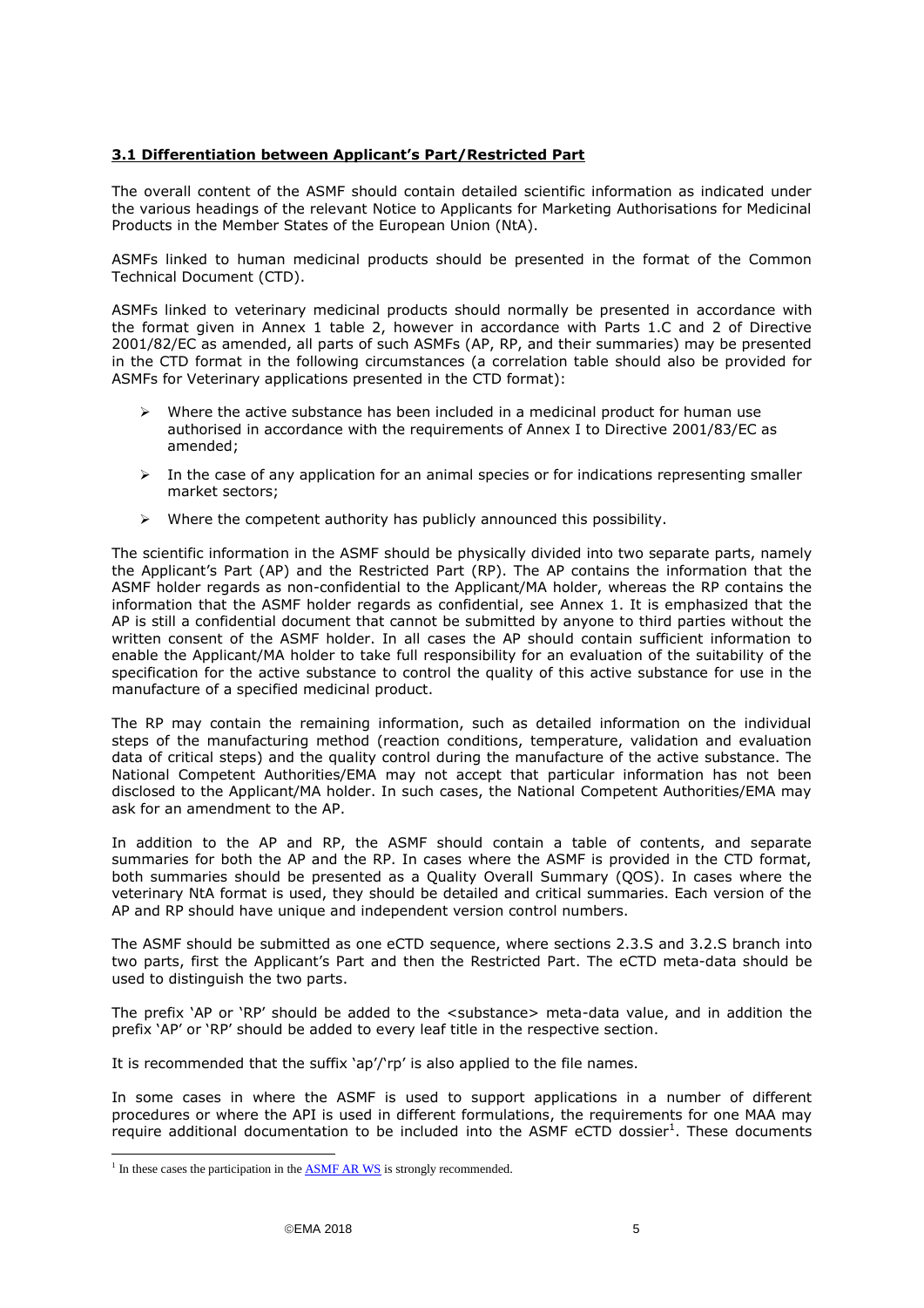### **3.1 Differentiation between Applicant's Part/Restricted Part**

The overall content of the ASMF should contain detailed scientific information as indicated under the various headings of the relevant Notice to Applicants for Marketing Authorisations for Medicinal Products in the Member States of the European Union (NtA).

ASMFs linked to human medicinal products should be presented in the format of the Common Technical Document (CTD).

ASMFs linked to veterinary medicinal products should normally be presented in accordance with the format given in Annex 1 table 2, however in accordance with Parts 1.C and 2 of Directive 2001/82/EC as amended, all parts of such ASMFs (AP, RP, and their summaries) may be presented in the CTD format in the following circumstances (a correlation table should also be provided for ASMFs for Veterinary applications presented in the CTD format):

- Where the active substance has been included in a medicinal product for human use authorised in accordance with the requirements of Annex I to Directive 2001/83/EC as amended;
- In the case of any application for an animal species or for indications representing smaller market sectors;
- Where the competent authority has publicly announced this possibility.

The scientific information in the ASMF should be physically divided into two separate parts, namely the Applicant's Part (AP) and the Restricted Part (RP). The AP contains the information that the ASMF holder regards as non-confidential to the Applicant/MA holder, whereas the RP contains the information that the ASMF holder regards as confidential, see Annex 1. It is emphasized that the AP is still a confidential document that cannot be submitted by anyone to third parties without the written consent of the ASMF holder. In all cases the AP should contain sufficient information to enable the Applicant/MA holder to take full responsibility for an evaluation of the suitability of the specification for the active substance to control the quality of this active substance for use in the manufacture of a specified medicinal product.

The RP may contain the remaining information, such as detailed information on the individual steps of the manufacturing method (reaction conditions, temperature, validation and evaluation data of critical steps) and the quality control during the manufacture of the active substance. The National Competent Authorities/EMA may not accept that particular information has not been disclosed to the Applicant/MA holder. In such cases, the National Competent Authorities/EMA may ask for an amendment to the AP.

In addition to the AP and RP, the ASMF should contain a table of contents, and separate summaries for both the AP and the RP. In cases where the ASMF is provided in the CTD format, both summaries should be presented as a Quality Overall Summary (QOS). In cases where the veterinary NtA format is used, they should be detailed and critical summaries. Each version of the AP and RP should have unique and independent version control numbers.

The ASMF should be submitted as one eCTD sequence, where sections 2.3.S and 3.2.S branch into two parts, first the Applicant's Part and then the Restricted Part. The eCTD meta-data should be used to distinguish the two parts.

The prefix 'AP or 'RP' should be added to the <substance> meta-data value, and in addition the prefix 'AP' or 'RP' should be added to every leaf title in the respective section.

It is recommended that the suffix 'ap'/'rp' is also applied to the file names.

In some cases in where the ASMF is used to support applications in a number of different procedures or where the API is used in different formulations, the requirements for one MAA may require additional documentation to be included into the ASMF eCTD dossier[1]. These documents

[1] In these cases the participation in the ASMF AR WS is strongly recommended.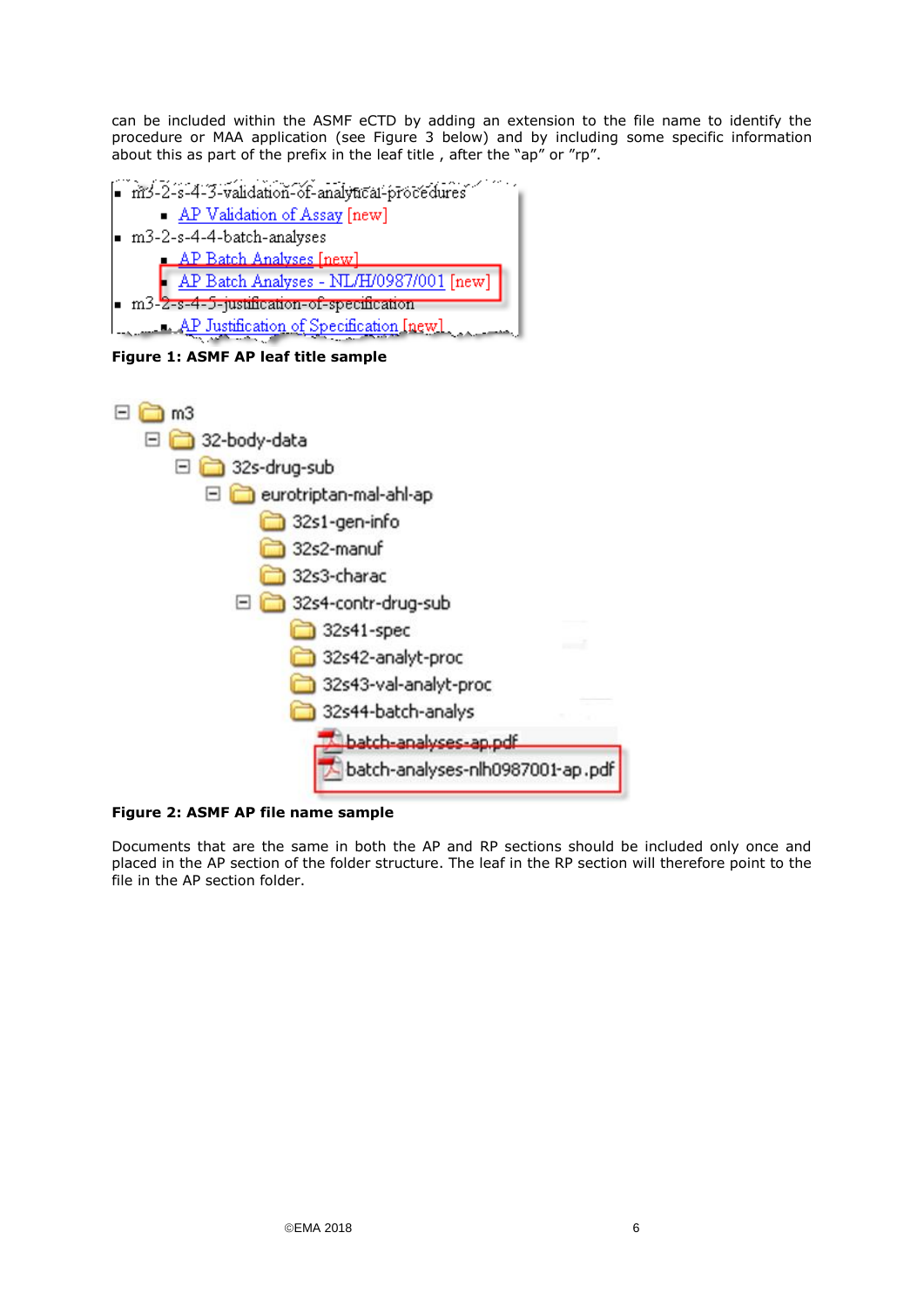can be included within the ASMF eCTD by adding an extension to the file name to identify the procedure or MAA application (see Figure 3 below) and by including some specific information about this as part of the prefix in the leaf title , after the "ap" or "rp".

- m3-2-s-4-3-validation-of-analytical-procedures
  - AP Validation of Assay [new]
- m3-2-s-4-4-batch-analyses
  - AP Batch Analyses [new]
  - AP Batch Analyses - NL/H/0987/001 [new]
- m3-2-s-4-5-justification-of-specification
  - AP Justification of Specification [new]

**Figure 1: ASMF AP leaf title sample**

- m3
  - 32-body-data
    - 32s-drug-sub
      - eurotriptan-mal-ahl-ap
        - 32s1-gen-info
        - 32s2-manuf
        - 32s3-charac
        - 32s4-contr-drug-sub
          - 32s41-spec
          - 32s42-analyt-proc
          - 32s43-val-analyt-proc
          - 32s44-batch-analys
            - batch-analyses-ap.pdf
            - batch-analyses-nlh0987001-ap.pdf

**Figure 2: ASMF AP file name sample**

Documents that are the same in both the AP and RP sections should be included only once and placed in the AP section of the folder structure. The leaf in the RP section will therefore point to the file in the AP section folder.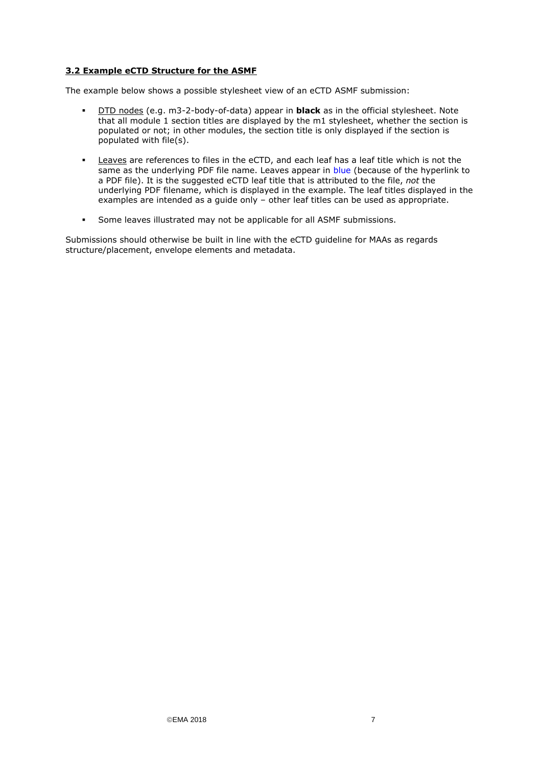### 3.2 Example eCTD Structure for the ASMF

The example below shows a possible stylesheet view of an eCTD ASMF submission:

- DTD nodes (e.g. m3-2-body-of-data) appear in **black** as in the official stylesheet. Note that all module 1 section titles are displayed by the m1 stylesheet, whether the section is populated or not; in other modules, the section title is only displayed if the section is populated with file(s).
- Leaves are references to files in the eCTD, and each leaf has a leaf title which is not the same as the underlying PDF file name. Leaves appear in blue (because of the hyperlink to a PDF file). It is the suggested eCTD leaf title that is attributed to the file, *not* the underlying PDF filename, which is displayed in the example. The leaf titles displayed in the examples are intended as a guide only – other leaf titles can be used as appropriate.
- Some leaves illustrated may not be applicable for all ASMF submissions.

Submissions should otherwise be built in line with the eCTD guideline for MAAs as regards structure/placement, envelope elements and metadata.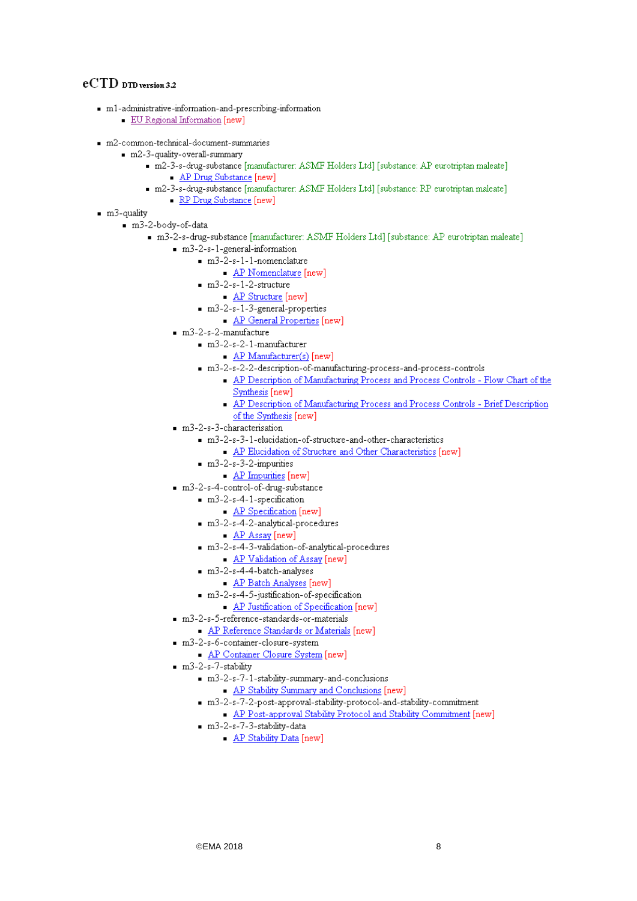# eCTD DTD version 3.2

- m1-administrative-information-and-prescribing-information
  - EU Regional Information [new]
- m2-common-technical-document-summaries
  - m2-3-quality-overall-summary
    - m2-3-s-drug-substance [manufacturer: ASMF Holders Ltd] [substance: AP eurotriptan maleate]
      - AP Drug Substance [new]
    - m2-3-s-drug-substance [manufacturer: ASMF Holders Ltd] [substance: RP eurotriptan maleate]
      - RP Drug Substance [new]
- m3-quality
  - m3-2-body-of-data
    - m3-2-s-drug-substance [manufacturer: ASMF Holders Ltd] [substance: AP eurotriptan maleate]
      - m3-2-s-1-general-information
        - m3-2-s-1-1-nomenclature
          - AP Nomenclature [new]
        - m3-2-s-1-2-structure
          - AP Structure [new]
        - m3-2-s-1-3-general-properties
          - AP General Properties [new]
      - m3-2-s-2-manufacture
        - m3-2-s-2-1-manufacturer
          - AP Manufacturer(s) [new]
        - m3-2-s-2-2-description-of-manufacturing-process-and-process-controls
          - AP Description of Manufacturing Process and Process Controls - Flow Chart of the Synthesis [new]
          - AP Description of Manufacturing Process and Process Controls - Brief Description of the Synthesis [new]
      - m3-2-s-3-characterisation
        - m3-2-s-3-1-elucidation-of-structure-and-other-characteristics
          - AP Elucidation of Structure and Other Characteristics [new]
        - m3-2-s-3-2-impurities
          - AP Impurities [new]
      - m3-2-s-4-control-of-drug-substance
        - m3-2-s-4-1-specification
          - AP Specification [new]
        - m3-2-s-4-2-analytical-procedures
          - AP Assay [new]
        - m3-2-s-4-3-validation-of-analytical-procedures
          - AP Validation of Assay [new]
        - m3-2-s-4-4-batch-analyses
          - AP Batch Analyses [new]
        - m3-2-s-4-5-justification-of-specification
          - AP Justification of Specification [new]
      - m3-2-s-5-reference-standards-or-materials
        - AP Reference Standards or Materials [new]
      - m3-2-s-6-container-closure-system
        - AP Container Closure System [new]
      - m3-2-s-7-stability
        - m3-2-s-7-1-stability-summary-and-conclusions
          - AP Stability Summary and Conclusions [new]
        - m3-2-s-7-2-post-approval-stability-protocol-and-stability-commitment
          - AP Post-approval Stability Protocol and Stability Commitment [new]
        - m3-2-s-7-3-stability-data
          - AP Stability Data [new]

©EMA 2018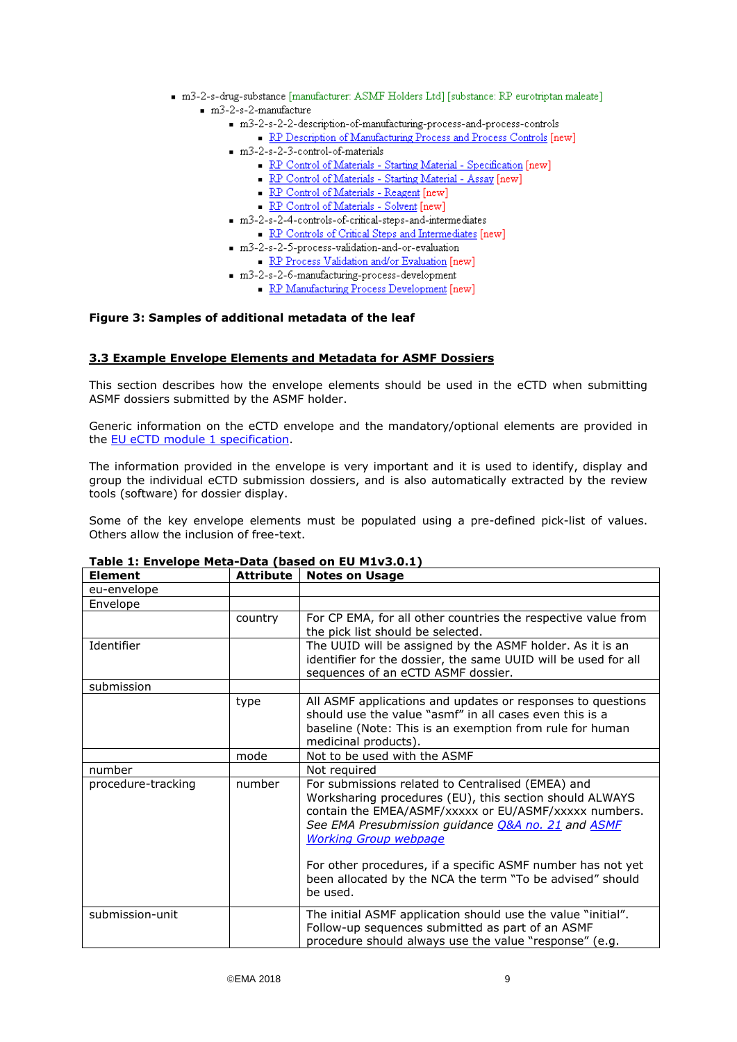- m3-2-s-drug-substance [manufacturer: ASMF Holders Ltd] [substance: RP eurotriptan maleate]
  - m3-2-s-2-manufacture
    - m3-2-s-2-2-description-of-manufacturing-process-and-process-controls
      - RP Description of Manufacturing Process and Process Controls [new]
    - m3-2-s-2-3-control-of-materials
      - RP Control of Materials - Starting Material - Specification [new]
      - RP Control of Materials - Starting Material - Assay [new]
      - RP Control of Materials - Reagent [new]
      - RP Control of Materials - Solvent [new]
    - m3-2-s-2-4-controls-of-critical-steps-and-intermediates
      - RP Controls of Critical Steps and Intermediates [new]
    - m3-2-s-2-5-process-validation-and-or-evaluation
      - RP Process Validation and/or Evaluation [new]
    - m3-2-s-2-6-manufacturing-process-development
      - RP Manufacturing Process Development [new]

**Figure 3: Samples of additional metadata of the leaf**

## 3.3 Example Envelope Elements and Metadata for ASMF Dossiers

This section describes how the envelope elements should be used in the eCTD when submitting ASMF dossiers submitted by the ASMF holder.

Generic information on the eCTD envelope and the mandatory/optional elements are provided in the EU eCTD module 1 specification.

The information provided in the envelope is very important and it is used to identify, display and group the individual eCTD submission dossiers, and is also automatically extracted by the review tools (software) for dossier display.

Some of the key envelope elements must be populated using a pre-defined pick-list of values. Others allow the inclusion of free-text.

**Table 1: Envelope Meta-Data (based on EU M1v3.0.1)**

| Element | Attribute | Notes on Usage |
|---|---|---|
| eu-envelope | | |
| Envelope | | |
| | country | For CP EMA, for all other countries the respective value from the pick list should be selected. |
| Identifier | | The UUID will be assigned by the ASMF holder. As it is an identifier for the dossier, the same UUID will be used for all sequences of an eCTD ASMF dossier. |
| submission | | |
| | type | All ASMF applications and updates or responses to questions should use the value “asmf” in all cases even this is a baseline (Note: This is an exemption from rule for human medicinal products). |
| | mode | Not to be used with the ASMF |
| number | | Not required |
| procedure-tracking | number | For submissions related to Centralised (EMEA) and Worksharing procedures (EU), this section should ALWAYS contain the EMEA/ASMF/xxxxx or EU/ASMF/xxxxx numbers. *See EMA Presubmission guidance Q&A no. 21 and ASMF Working Group webpage*<br><br>For other procedures, if a specific ASMF number has not yet been allocated by the NCA the term “To be advised” should be used. |
| submission-unit | | The initial ASMF application should use the value “initial”. Follow-up sequences submitted as part of an ASMF procedure should always use the value “response” (e.g. |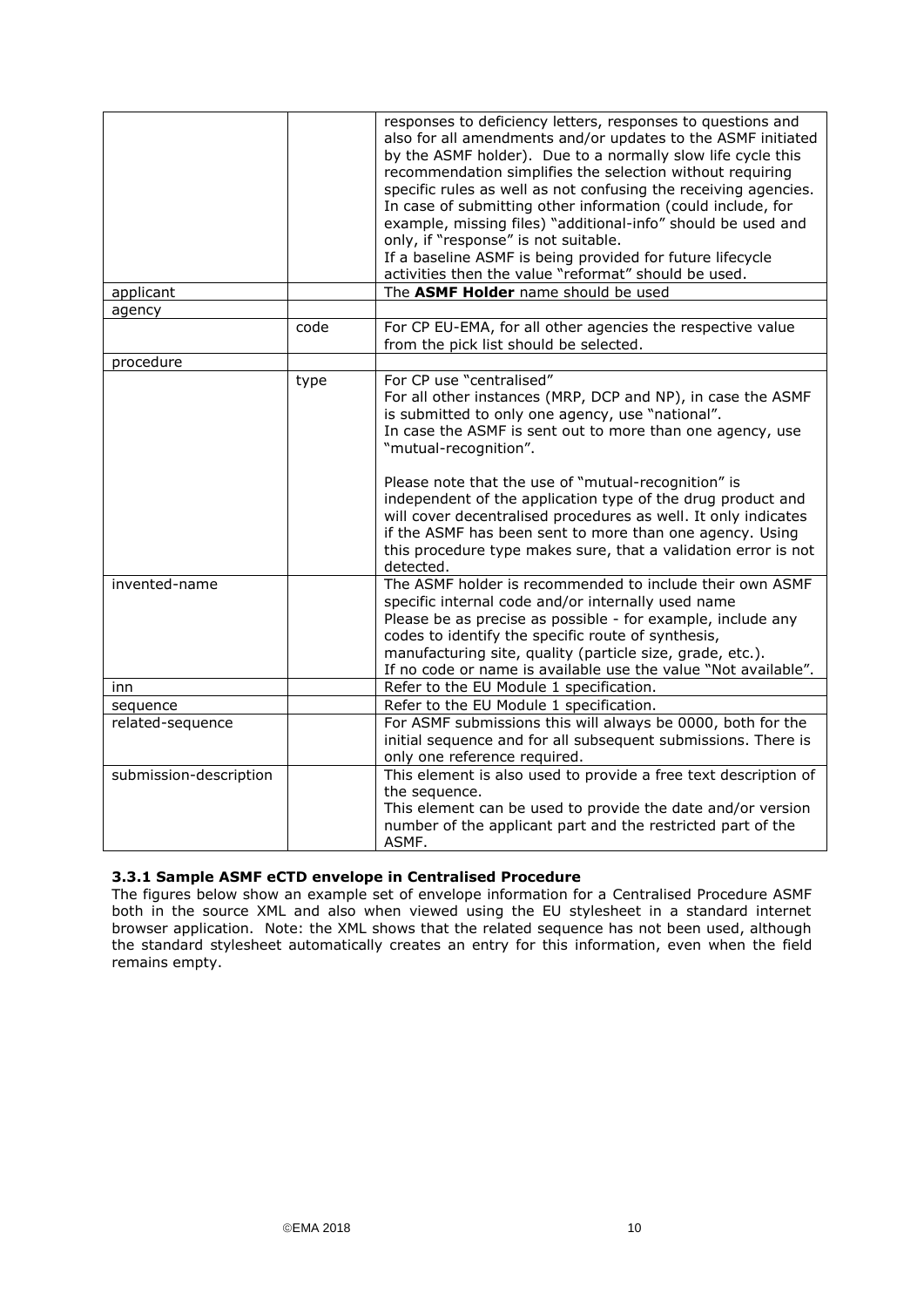| | | |
|---|---|---|
| | | responses to deficiency letters, responses to questions and also for all amendments and/or updates to the ASMF initiated by the ASMF holder). Due to a normally slow life cycle this recommendation simplifies the selection without requiring specific rules as well as not confusing the receiving agencies. In case of submitting other information (could include, for example, missing files) "additional-info" should be used and only, if "response" is not suitable. If a baseline ASMF is being provided for future lifecycle activities then the value "reformat" should be used. |
| applicant | | The **ASMF Holder** name should be used |
| agency | | |
| | code | For CP EU-EMA, for all other agencies the respective value from the pick list should be selected. |
| procedure | | |
| | type | For CP use "centralised" For all other instances (MRP, DCP and NP), in case the ASMF is submitted to only one agency, use "national". In case the ASMF is sent out to more than one agency, use "mutual-recognition". Please note that the use of "mutual-recognition" is independent of the application type of the drug product and will cover decentralised procedures as well. It only indicates if the ASMF has been sent to more than one agency. Using this procedure type makes sure, that a validation error is not detected. |
| invented-name | | The ASMF holder is recommended to include their own ASMF specific internal code and/or internally used name Please be as precise as possible - for example, include any codes to identify the specific route of synthesis, manufacturing site, quality (particle size, grade, etc.). If no code or name is available use the value "Not available". |
| inn | | Refer to the EU Module 1 specification. |
| sequence | | Refer to the EU Module 1 specification. |
| related-sequence | | For ASMF submissions this will always be 0000, both for the initial sequence and for all subsequent submissions. There is only one reference required. |
| submission-description | | This element is also used to provide a free text description of the sequence. This element can be used to provide the date and/or version number of the applicant part and the restricted part of the ASMF. |

### 3.3.1 Sample ASMF eCTD envelope in Centralised Procedure

The figures below show an example set of envelope information for a Centralised Procedure ASMF both in the source XML and also when viewed using the EU stylesheet in a standard internet browser application. Note: the XML shows that the related sequence has not been used, although the standard stylesheet automatically creates an entry for this information, even when the field remains empty.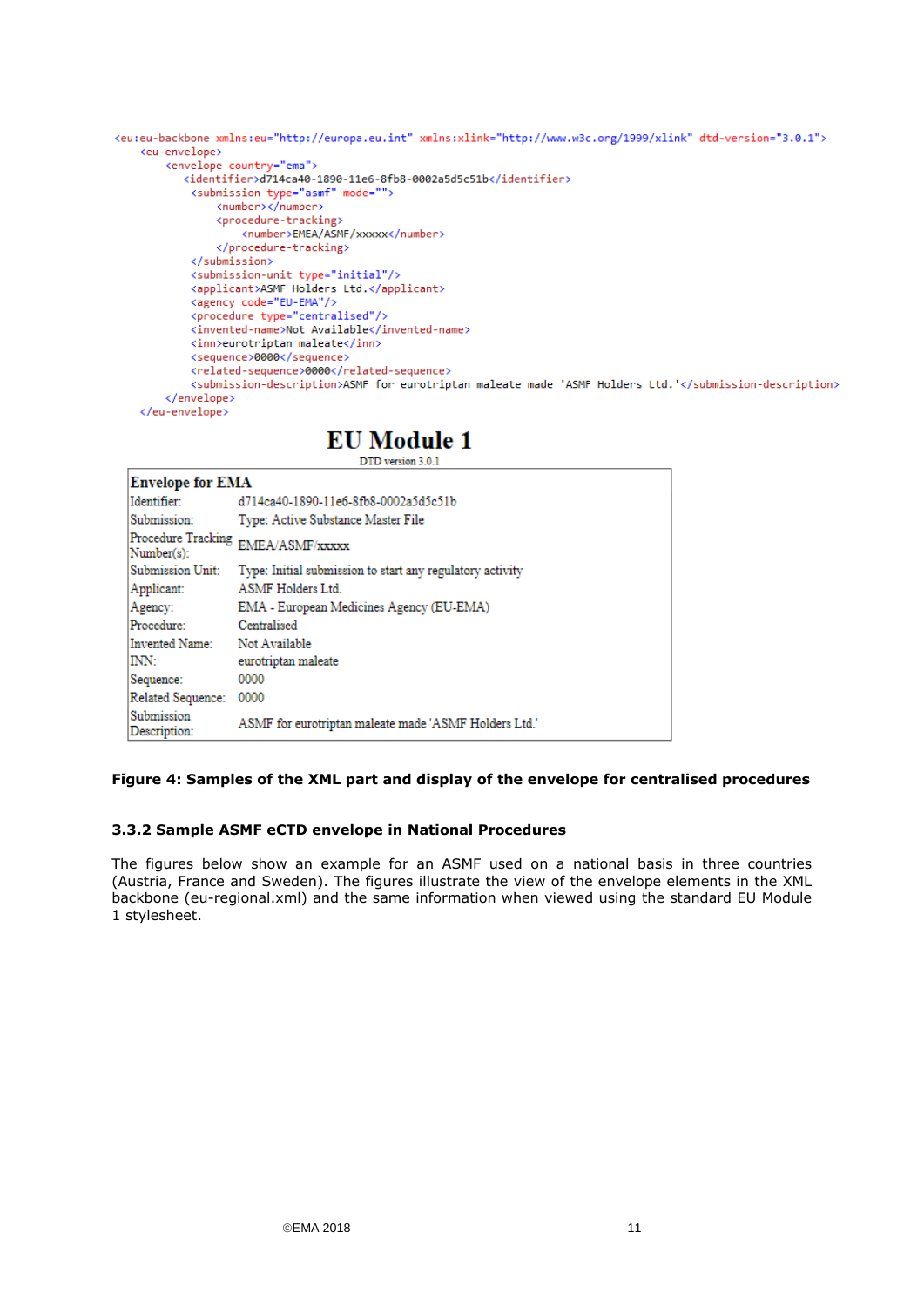```xml
<eu:eu-backbone xmlns:eu="http://europa.eu.int" xmlns:xlink="http://www.w3c.org/1999/xlink" dtd-version="3.0.1">
    <eu-envelope>
        <envelope country="ema">
           <identifier>d714ca40-1890-11e6-8fb8-0002a5d5c51b</identifier>
            <submission type="asmf" mode="">
                <number></number>
                <procedure-tracking>
                    <number>EMEA/ASMF/xxxxx</number>
                </procedure-tracking>
            </submission>
            <submission-unit type="initial"/>
            <applicant>ASMF Holders Ltd.</applicant>
            <agency code="EU-EMA"/>
            <procedure type="centralised"/>
            <invented-name>Not Available</invented-name>
            <inn>eurotriptan maleate</inn>
            <sequence>0000</sequence>
            <related-sequence>0000</related-sequence>
            <submission-description>ASMF for eurotriptan maleate made 'ASMF Holders Ltd.'</submission-description>
        </envelope>
    </eu-envelope>
```

# EU Module 1

DTD version 3.0.1

| Envelope for EMA | |
|---|---|
| Identifier: | d714ca40-1890-11e6-8fb8-0002a5d5c51b |
| Submission: | Type: Active Substance Master File |
| Procedure Tracking Number(s): | EMEA/ASMF/xxxxx |
| Submission Unit: | Type: Initial submission to start any regulatory activity |
| Applicant: | ASMF Holders Ltd. |
| Agency: | EMA - European Medicines Agency (EU-EMA) |
| Procedure: | Centralised |
| Invented Name: | Not Available |
| INN: | eurotriptan maleate |
| Sequence: | 0000 |
| Related Sequence: | 0000 |
| Submission Description: | ASMF for eurotriptan maleate made 'ASMF Holders Ltd.' |

**Figure 4: Samples of the XML part and display of the envelope for centralised procedures**

### 3.3.2 Sample ASMF eCTD envelope in National Procedures

The figures below show an example for an ASMF used on a national basis in three countries (Austria, France and Sweden). The figures illustrate the view of the envelope elements in the XML backbone (eu-regional.xml) and the same information when viewed using the standard EU Module 1 stylesheet.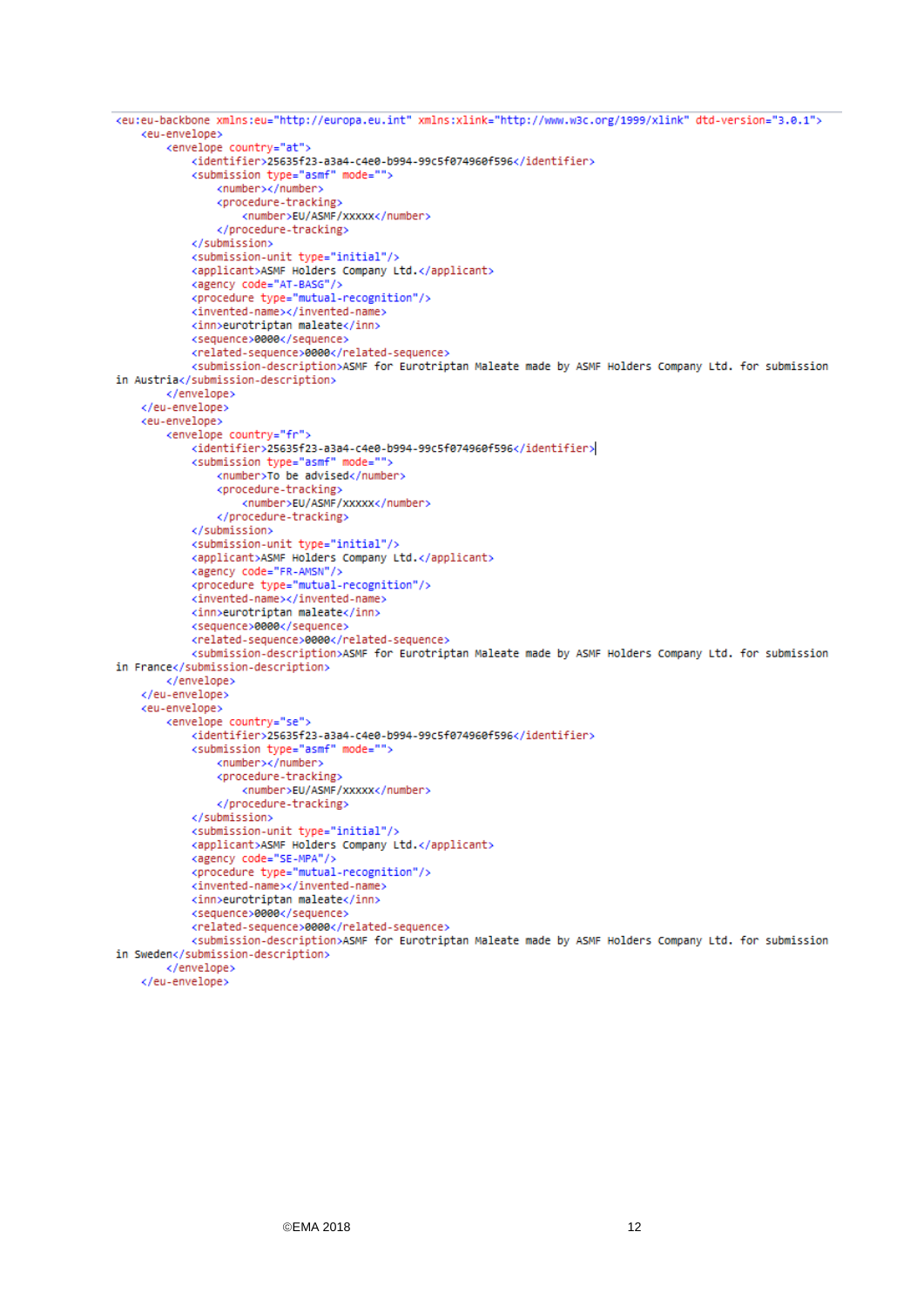```xml
<eu:eu-backbone xmlns:eu="http://europa.eu.int" xmlns:xlink="http://www.w3c.org/1999/xlink" dtd-version="3.0.1">
    <eu-envelope>
        <envelope country="at">
            <identifier>25635f23-a3a4-c4e0-b994-99c5f074960f596</identifier>
            <submission type="asmf" mode="">
                <number></number>
                <procedure-tracking>
                    <number>EU/ASMF/xxxxx</number>
                </procedure-tracking>
            </submission>
            <submission-unit type="initial"/>
            <applicant>ASMF Holders Company Ltd.</applicant>
            <agency code="AT-BASG"/>
            <procedure type="mutual-recognition"/>
            <invented-name></invented-name>
            <inn>eurotriptan maleate</inn>
            <sequence>0000</sequence>
            <related-sequence>0000</related-sequence>
            <submission-description>ASMF for Eurotriptan Maleate made by ASMF Holders Company Ltd. for submission
in Austria</submission-description>
        </envelope>
    </eu-envelope>
    <eu-envelope>
        <envelope country="fr">
            <identifier>25635f23-a3a4-c4e0-b994-99c5f074960f596</identifier>
            <submission type="asmf" mode="">
                <number>To be advised</number>
                <procedure-tracking>
                    <number>EU/ASMF/xxxxx</number>
                </procedure-tracking>
            </submission>
            <submission-unit type="initial"/>
            <applicant>ASMF Holders Company Ltd.</applicant>
            <agency code="FR-AMSN"/>
            <procedure type="mutual-recognition"/>
            <invented-name></invented-name>
            <inn>eurotriptan maleate</inn>
            <sequence>0000</sequence>
            <related-sequence>0000</related-sequence>
            <submission-description>ASMF for Eurotriptan Maleate made by ASMF Holders Company Ltd. for submission
in France</submission-description>
        </envelope>
    </eu-envelope>
    <eu-envelope>
        <envelope country="se">
            <identifier>25635f23-a3a4-c4e0-b994-99c5f074960f596</identifier>
            <submission type="asmf" mode="">
                <number></number>
                <procedure-tracking>
                    <number>EU/ASMF/xxxxx</number>
                </procedure-tracking>
            </submission>
            <submission-unit type="initial"/>
            <applicant>ASMF Holders Company Ltd.</applicant>
            <agency code="SE-MPA"/>
            <procedure type="mutual-recognition"/>
            <invented-name></invented-name>
            <inn>eurotriptan maleate</inn>
            <sequence>0000</sequence>
            <related-sequence>0000</related-sequence>
            <submission-description>ASMF for Eurotriptan Maleate made by ASMF Holders Company Ltd. for submission
in Sweden</submission-description>
        </envelope>
    </eu-envelope>
```

©EMA 2018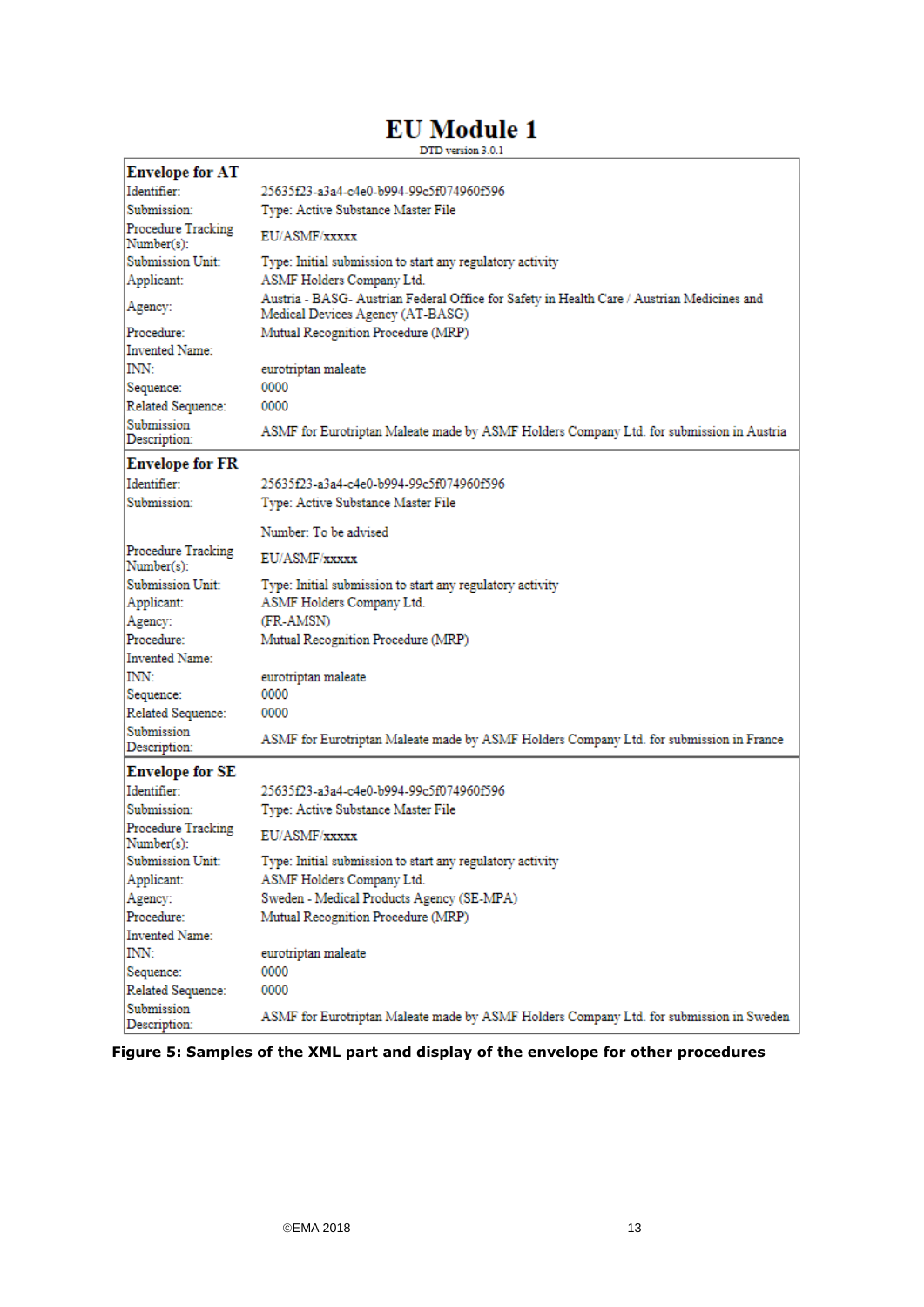# EU Module 1

DTD version 3.0.1

| **Envelope for AT** | |
|---|---|
| Identifier: | 25635f23-a3a4-c4e0-b994-99c5f074960f596 |
| Submission: | Type: Active Substance Master File |
| Procedure Tracking Number(s): | EU/ASMF/xxxxx |
| Submission Unit: | Type: Initial submission to start any regulatory activity |
| Applicant: | ASMF Holders Company Ltd. |
| Agency: | Austria - BASG- Austrian Federal Office for Safety in Health Care / Austrian Medicines and Medical Devices Agency (AT-BASG) |
| Procedure: | Mutual Recognition Procedure (MRP) |
| Invented Name: | |
| INN: | eurotriptan maleate |
| Sequence: | 0000 |
| Related Sequence: | 0000 |
| Submission Description: | ASMF for Eurotriptan Maleate made by ASMF Holders Company Ltd. for submission in Austria |
| **Envelope for FR** | |
| Identifier: | 25635f23-a3a4-c4e0-b994-99c5f074960f596 |
| Submission: | Type: Active Substance Master File<br>Number: To be advised |
| Procedure Tracking Number(s): | EU/ASMF/xxxxx |
| Submission Unit: | Type: Initial submission to start any regulatory activity |
| Applicant: | ASMF Holders Company Ltd. |
| Agency: | (FR-AMSN) |
| Procedure: | Mutual Recognition Procedure (MRP) |
| Invented Name: | |
| INN: | eurotriptan maleate |
| Sequence: | 0000 |
| Related Sequence: | 0000 |
| Submission Description: | ASMF for Eurotriptan Maleate made by ASMF Holders Company Ltd. for submission in France |
| **Envelope for SE** | |
| Identifier: | 25635f23-a3a4-c4e0-b994-99c5f074960f596 |
| Submission: | Type: Active Substance Master File |
| Procedure Tracking Number(s): | EU/ASMF/xxxxx |
| Submission Unit: | Type: Initial submission to start any regulatory activity |
| Applicant: | ASMF Holders Company Ltd. |
| Agency: | Sweden - Medical Products Agency (SE-MPA) |
| Procedure: | Mutual Recognition Procedure (MRP) |
| Invented Name: | |
| INN: | eurotriptan maleate |
| Sequence: | 0000 |
| Related Sequence: | 0000 |
| Submission Description: | ASMF for Eurotriptan Maleate made by ASMF Holders Company Ltd. for submission in Sweden |

**Figure 5: Samples of the XML part and display of the envelope for other procedures**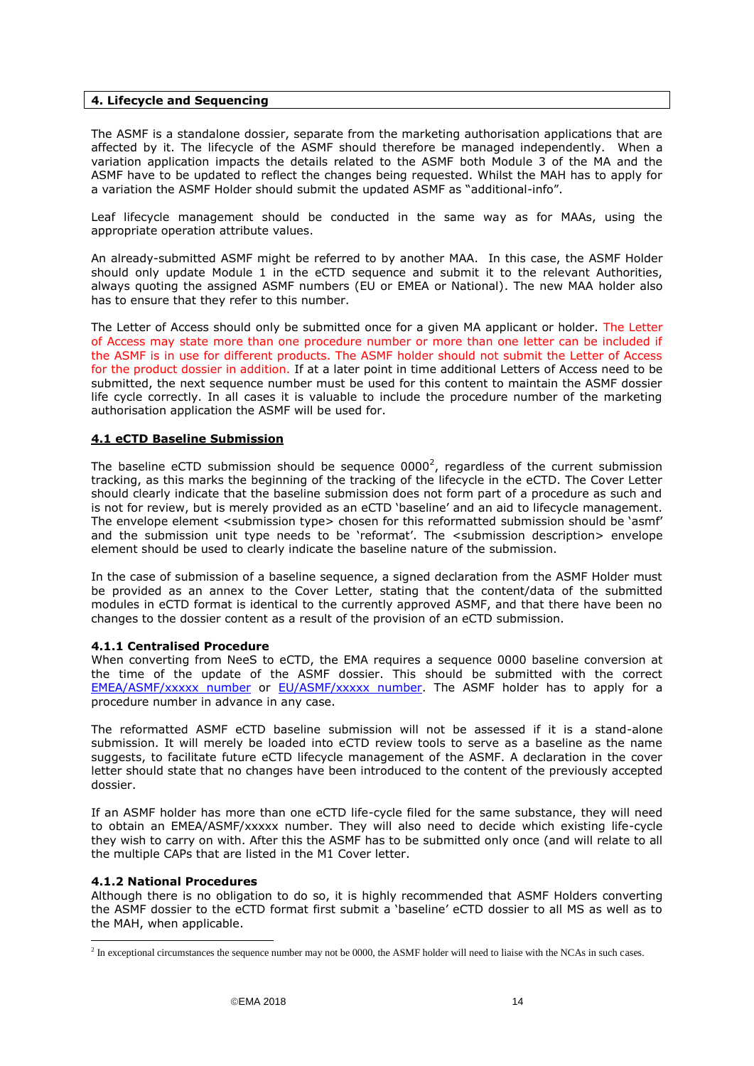## 4. Lifecycle and Sequencing

The ASMF is a standalone dossier, separate from the marketing authorisation applications that are affected by it. The lifecycle of the ASMF should therefore be managed independently. When a variation application impacts the details related to the ASMF both Module 3 of the MA and the ASMF have to be updated to reflect the changes being requested. Whilst the MAH has to apply for a variation the ASMF Holder should submit the updated ASMF as "additional-info".

Leaf lifecycle management should be conducted in the same way as for MAAs, using the appropriate operation attribute values.

An already-submitted ASMF might be referred to by another MAA. In this case, the ASMF Holder should only update Module 1 in the eCTD sequence and submit it to the relevant Authorities, always quoting the assigned ASMF numbers (EU or EMEA or National). The new MAA holder also has to ensure that they refer to this number.

The Letter of Access should only be submitted once for a given MA applicant or holder. The Letter of Access may state more than one procedure number or more than one letter can be included if the ASMF is in use for different products. The ASMF holder should not submit the Letter of Access for the product dossier in addition. If at a later point in time additional Letters of Access need to be submitted, the next sequence number must be used for this content to maintain the ASMF dossier life cycle correctly. In all cases it is valuable to include the procedure number of the marketing authorisation application the ASMF will be used for.

### 4.1 eCTD Baseline Submission

The baseline eCTD submission should be sequence 0000[2], regardless of the current submission tracking, as this marks the beginning of the tracking of the lifecycle in the eCTD. The Cover Letter should clearly indicate that the baseline submission does not form part of a procedure as such and is not for review, but is merely provided as an eCTD 'baseline' and an aid to lifecycle management. The envelope element <submission type> chosen for this reformatted submission should be 'asmf' and the submission unit type needs to be 'reformat'. The <submission description> envelope element should be used to clearly indicate the baseline nature of the submission.

In the case of submission of a baseline sequence, a signed declaration from the ASMF Holder must be provided as an annex to the Cover Letter, stating that the content/data of the submitted modules in eCTD format is identical to the currently approved ASMF, and that there have been no changes to the dossier content as a result of the provision of an eCTD submission.

#### 4.1.1 Centralised Procedure

When converting from NeeS to eCTD, the EMA requires a sequence 0000 baseline conversion at the time of the update of the ASMF dossier. This should be submitted with the correct EMEA/ASMF/xxxxx number or EU/ASMF/xxxxx number. The ASMF holder has to apply for a procedure number in advance in any case.

The reformatted ASMF eCTD baseline submission will not be assessed if it is a stand-alone submission. It will merely be loaded into eCTD review tools to serve as a baseline as the name suggests, to facilitate future eCTD lifecycle management of the ASMF. A declaration in the cover letter should state that no changes have been introduced to the content of the previously accepted dossier.

If an ASMF holder has more than one eCTD life-cycle filed for the same substance, they will need to obtain an EMEA/ASMF/xxxxx number. They will also need to decide which existing life-cycle they wish to carry on with. After this the ASMF has to be submitted only once (and will relate to all the multiple CAPs that are listed in the M1 Cover letter.

#### 4.1.2 National Procedures

Although there is no obligation to do so, it is highly recommended that ASMF Holders converting the ASMF dossier to the eCTD format first submit a 'baseline' eCTD dossier to all MS as well as to the MAH, when applicable.

[2] In exceptional circumstances the sequence number may not be 0000, the ASMF holder will need to liaise with the NCAs in such cases.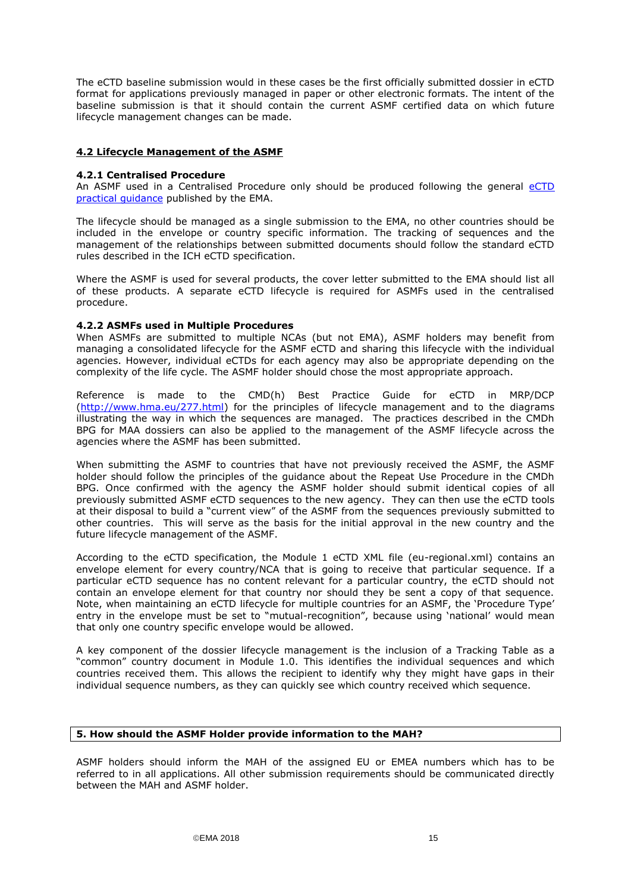The eCTD baseline submission would in these cases be the first officially submitted dossier in eCTD format for applications previously managed in paper or other electronic formats. The intent of the baseline submission is that it should contain the current ASMF certified data on which future lifecycle management changes can be made.

## 4.2 Lifecycle Management of the ASMF

### 4.2.1 Centralised Procedure

An ASMF used in a Centralised Procedure only should be produced following the general [eCTD practical guidance]() published by the EMA.

The lifecycle should be managed as a single submission to the EMA, no other countries should be included in the envelope or country specific information. The tracking of sequences and the management of the relationships between submitted documents should follow the standard eCTD rules described in the ICH eCTD specification.

Where the ASMF is used for several products, the cover letter submitted to the EMA should list all of these products. A separate eCTD lifecycle is required for ASMFs used in the centralised procedure.

### 4.2.2 ASMFs used in Multiple Procedures

When ASMFs are submitted to multiple NCAs (but not EMA), ASMF holders may benefit from managing a consolidated lifecycle for the ASMF eCTD and sharing this lifecycle with the individual agencies. However, individual eCTDs for each agency may also be appropriate depending on the complexity of the life cycle. The ASMF holder should chose the most appropriate approach.

Reference is made to the CMD(h) Best Practice Guide for eCTD in MRP/DCP ([http://www.hma.eu/277.html](http://www.hma.eu/277.html)) for the principles of lifecycle management and to the diagrams illustrating the way in which the sequences are managed. The practices described in the CMDh BPG for MAA dossiers can also be applied to the management of the ASMF lifecycle across the agencies where the ASMF has been submitted.

When submitting the ASMF to countries that have not previously received the ASMF, the ASMF holder should follow the principles of the guidance about the Repeat Use Procedure in the CMDh BPG. Once confirmed with the agency the ASMF holder should submit identical copies of all previously submitted ASMF eCTD sequences to the new agency. They can then use the eCTD tools at their disposal to build a "current view" of the ASMF from the sequences previously submitted to other countries. This will serve as the basis for the initial approval in the new country and the future lifecycle management of the ASMF.

According to the eCTD specification, the Module 1 eCTD XML file (eu-regional.xml) contains an envelope element for every country/NCA that is going to receive that particular sequence. If a particular eCTD sequence has no content relevant for a particular country, the eCTD should not contain an envelope element for that country nor should they be sent a copy of that sequence. Note, when maintaining an eCTD lifecycle for multiple countries for an ASMF, the 'Procedure Type' entry in the envelope must be set to "mutual-recognition", because using 'national' would mean that only one country specific envelope would be allowed.

A key component of the dossier lifecycle management is the inclusion of a Tracking Table as a "common" country document in Module 1.0. This identifies the individual sequences and which countries received them. This allows the recipient to identify why they might have gaps in their individual sequence numbers, as they can quickly see which country received which sequence.

# 5. How should the ASMF Holder provide information to the MAH?

ASMF holders should inform the MAH of the assigned EU or EMEA numbers which has to be referred to in all applications. All other submission requirements should be communicated directly between the MAH and ASMF holder.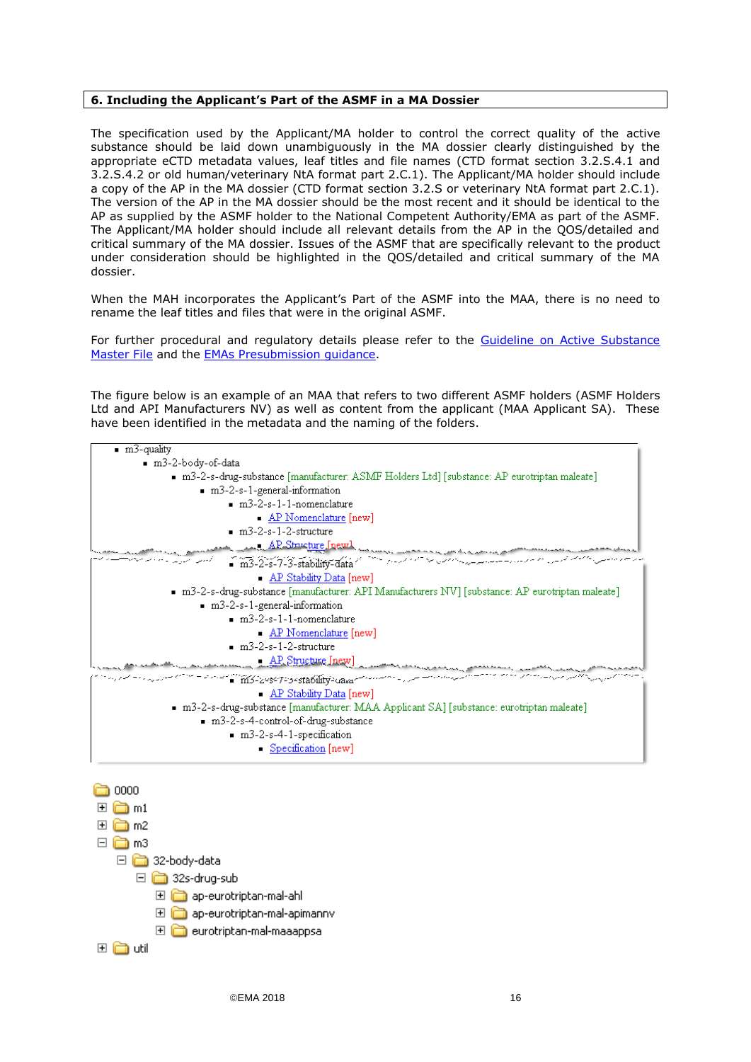## 6. Including the Applicant's Part of the ASMF in a MA Dossier

The specification used by the Applicant/MA holder to control the correct quality of the active substance should be laid down unambiguously in the MA dossier clearly distinguished by the appropriate eCTD metadata values, leaf titles and file names (CTD format section 3.2.S.4.1 and 3.2.S.4.2 or old human/veterinary NtA format part 2.C.1). The Applicant/MA holder should include a copy of the AP in the MA dossier (CTD format section 3.2.S or veterinary NtA format part 2.C.1). The version of the AP in the MA dossier should be the most recent and it should be identical to the AP as supplied by the ASMF holder to the National Competent Authority/EMA as part of the ASMF. The Applicant/MA holder should include all relevant details from the AP in the QOS/detailed and critical summary of the MA dossier. Issues of the ASMF that are specifically relevant to the product under consideration should be highlighted in the QOS/detailed and critical summary of the MA dossier.

When the MAH incorporates the Applicant's Part of the ASMF into the MAA, there is no need to rename the leaf titles and files that were in the original ASMF.

For further procedural and regulatory details please refer to the Guideline on Active Substance Master File and the EMAs Presubmission guidance.

The figure below is an example of an MAA that refers to two different ASMF holders (ASMF Holders Ltd and API Manufacturers NV) as well as content from the applicant (MAA Applicant SA). These have been identified in the metadata and the naming of the folders.

- m3-quality
  - m3-2-body-of-data
    - m3-2-s-drug-substance [manufacturer: ASMF Holders Ltd] [substance: AP eurotriptan maleate]
      - m3-2-s-1-general-information
        - m3-2-s-1-1-nomenclature
          - AP Nomenclature [new]
        - m3-2-s-1-2-structure
          - AP Structure [new]
      - m3-2-s-7-3-stability-data
        - AP Stability Data [new]
    - m3-2-s-drug-substance [manufacturer: API Manufacturers NV] [substance: AP eurotriptan maleate]
      - m3-2-s-1-general-information
        - m3-2-s-1-1-nomenclature
          - AP Nomenclature [new]
        - m3-2-s-1-2-structure
          - AP Structure [new]
      - m3-2-s-7-3-stability-data
        - AP Stability Data [new]
    - m3-2-s-drug-substance [manufacturer: MAA Applicant SA] [substance: eurotriptan maleate]
      - m3-2-s-4-control-of-drug-substance
        - m3-2-s-4-1-specification
          - Specification [new]

```
0000
  m1
  m2
  m3
    32-body-data
      32s-drug-sub
        ap-eurotriptan-mal-ahl
        ap-eurotriptan-mal-apimannv
        eurotriptan-mal-maaappsa
  util
```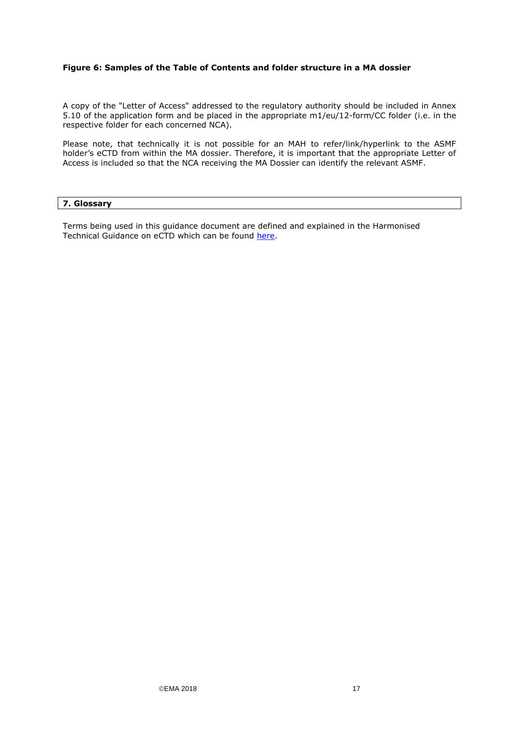**Figure 6: Samples of the Table of Contents and folder structure in a MA dossier**

A copy of the "Letter of Access" addressed to the regulatory authority should be included in Annex 5.10 of the application form and be placed in the appropriate m1/eu/12-form/CC folder (i.e. in the respective folder for each concerned NCA).

Please note, that technically it is not possible for an MAH to refer/link/hyperlink to the ASMF holder's eCTD from within the MA dossier. Therefore, it is important that the appropriate Letter of Access is included so that the NCA receiving the MA Dossier can identify the relevant ASMF.

## 7. Glossary

Terms being used in this guidance document are defined and explained in the Harmonised Technical Guidance on eCTD which can be found here.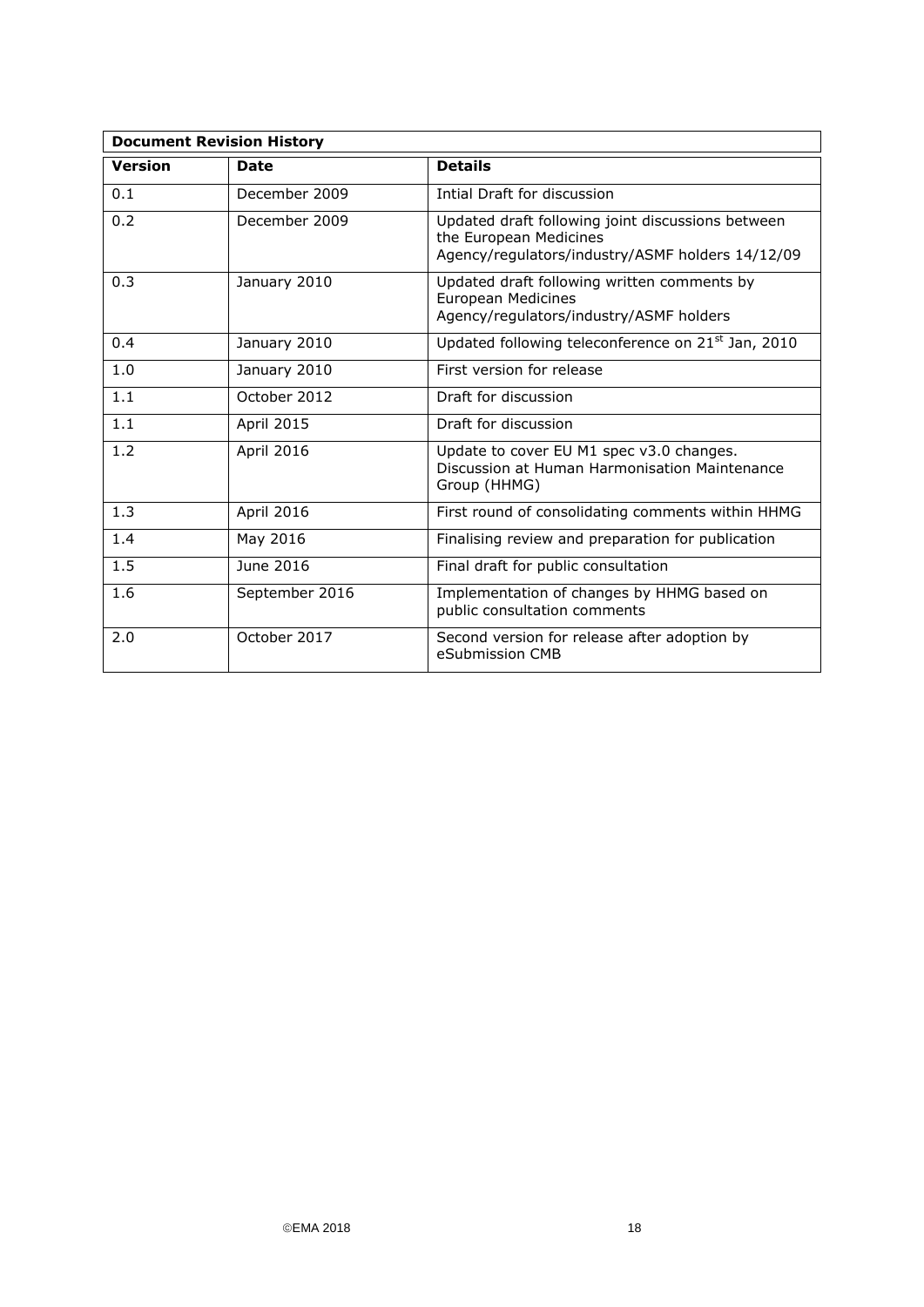**Document Revision History**

| Version | Date | Details |
|---|---|---|
| 0.1 | December 2009 | Intial Draft for discussion |
| 0.2 | December 2009 | Updated draft following joint discussions between the European Medicines Agency/regulators/industry/ASMF holders 14/12/09 |
| 0.3 | January 2010 | Updated draft following written comments by European Medicines Agency/regulators/industry/ASMF holders |
| 0.4 | January 2010 | Updated following teleconference on 21st Jan, 2010 |
| 1.0 | January 2010 | First version for release |
| 1.1 | October 2012 | Draft for discussion |
| 1.1 | April 2015 | Draft for discussion |
| 1.2 | April 2016 | Update to cover EU M1 spec v3.0 changes. Discussion at Human Harmonisation Maintenance Group (HHMG) |
| 1.3 | April 2016 | First round of consolidating comments within HHMG |
| 1.4 | May 2016 | Finalising review and preparation for publication |
| 1.5 | June 2016 | Final draft for public consultation |
| 1.6 | September 2016 | Implementation of changes by HHMG based on public consultation comments |
| 2.0 | October 2017 | Second version for release after adoption by eSubmission CMB |

©EMA 2018